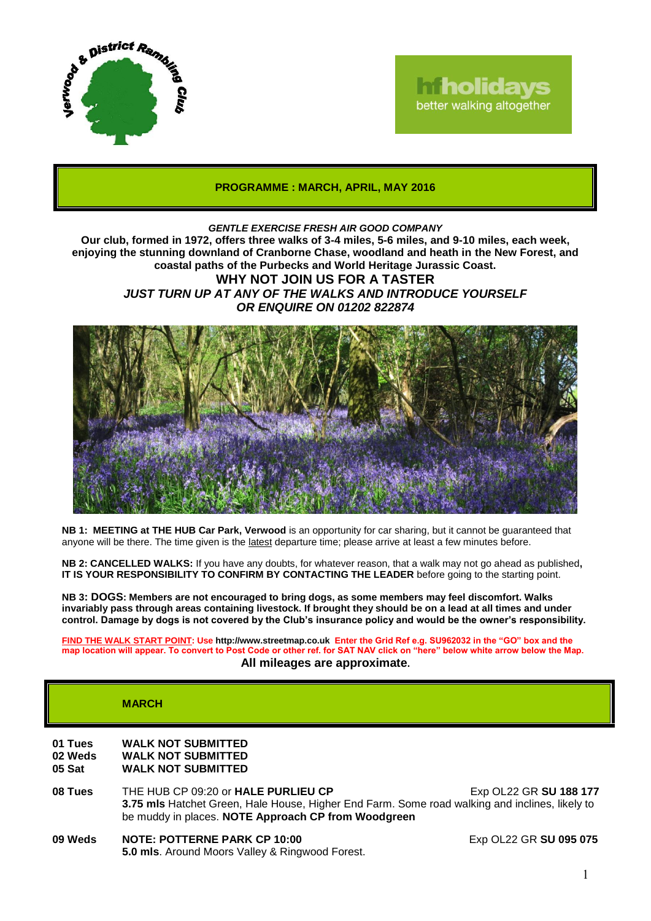Verwood & District Rambling Club

hfholidays better walking altogether

## PROGRAMME : MARCH, APRIL, MAY 2016

***GENTLE EXERCISE FRESH AIR GOOD COMPANY***

**Our club, formed in 1972, offers three walks of 3-4 miles, 5-6 miles, and 9-10 miles, each week, enjoying the stunning downland of Cranborne Chase, woodland and heath in the New Forest, and coastal paths of the Purbecks and World Heritage Jurassic Coast.**

**WHY NOT JOIN US FOR A TASTER**

***JUST TURN UP AT ANY OF THE WALKS AND INTRODUCE YOURSELF***
***OR ENQUIRE ON 01202 822874***

**NB 1: MEETING at THE HUB Car Park, Verwood** is an opportunity for car sharing, but it cannot be guaranteed that anyone will be there. The time given is the latest departure time; please arrive at least a few minutes before.

**NB 2: CANCELLED WALKS:** If you have any doubts, for whatever reason, that a walk may not go ahead as published**, IT IS YOUR RESPONSIBILITY TO CONFIRM BY CONTACTING THE LEADER** before going to the starting point.

**NB 3: DOGS: Members are not encouraged to bring dogs, as some members may feel discomfort. Walks invariably pass through areas containing livestock. If brought they should be on a lead at all times and under control. Damage by dogs is not covered by the Club's insurance policy and would be the owner's responsibility.**

**FIND THE WALK START POINT: Use http://www.streetmap.co.uk Enter the Grid Ref e.g. SU962032 in the "GO" box and the map location will appear. To convert to Post Code or other ref. for SAT NAV click on "here" below white arrow below the Map.**

**All mileages are approximate.**

## MARCH

**01 Tues** **WALK NOT SUBMITTED**
**02 Weds** **WALK NOT SUBMITTED**
**05 Sat** **WALK NOT SUBMITTED**

**08 Tues** THE HUB CP 09:20 or **HALE PURLIEU CP** Exp OL22 GR **SU 188 177**
**3.75 mls** Hatchet Green, Hale House, Higher End Farm. Some road walking and inclines, likely to be muddy in places. **NOTE Approach CP from Woodgreen**

**09 Weds** **NOTE: POTTERNE PARK CP 10:00** Exp OL22 GR **SU 095 075**
**5.0 mls**. Around Moors Valley & Ringwood Forest.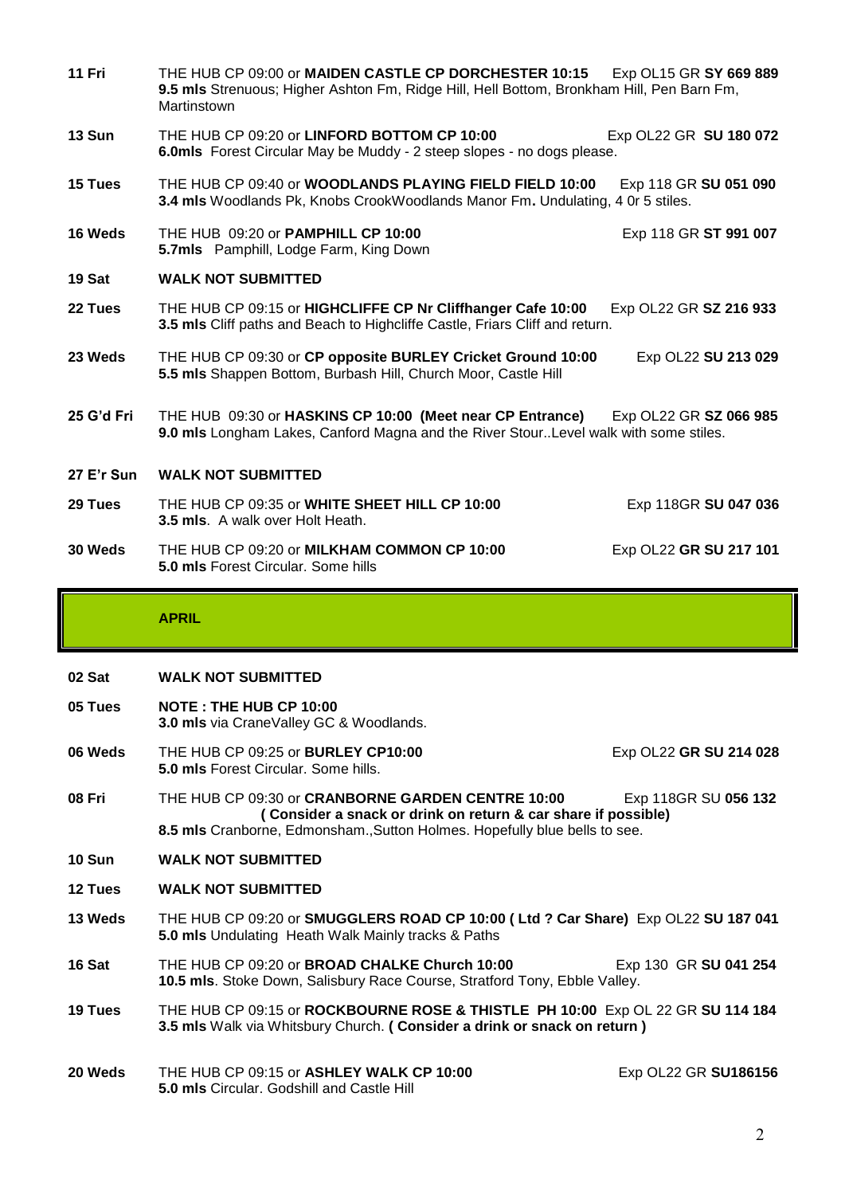**11 Fri** THE HUB CP 09:00 or **MAIDEN CASTLE CP DORCHESTER 10:15** Exp OL15 GR **SY 669 889**
**9.5 mls** Strenuous; Higher Ashton Fm, Ridge Hill, Hell Bottom, Bronkham Hill, Pen Barn Fm, Martinstown

**13 Sun** THE HUB CP 09:20 or **LINFORD BOTTOM CP 10:00** Exp OL22 GR **SU 180 072**
**6.0mls** Forest Circular May be Muddy - 2 steep slopes - no dogs please.

**15 Tues** THE HUB CP 09:40 or **WOODLANDS PLAYING FIELD FIELD 10:00** Exp 118 GR **SU 051 090**
**3.4 mls** Woodlands Pk, Knobs CrookWoodlands Manor Fm**.** Undulating, 4 0r 5 stiles.

**16 Weds** THE HUB 09:20 or **PAMPHILL CP 10:00** Exp 118 GR **ST 991 007**
**5.7mls** Pamphill, Lodge Farm, King Down

**19 Sat** **WALK NOT SUBMITTED**

**22 Tues** THE HUB CP 09:15 or **HIGHCLIFFE CP Nr Cliffhanger Cafe 10:00** Exp OL22 GR **SZ 216 933**
**3.5 mls** Cliff paths and Beach to Highcliffe Castle, Friars Cliff and return.

**23 Weds** THE HUB CP 09:30 or **CP opposite BURLEY Cricket Ground 10:00** Exp OL22 **SU 213 029**
**5.5 mls** Shappen Bottom, Burbash Hill, Church Moor, Castle Hill

**25 G'd Fri** THE HUB 09:30 or **HASKINS CP 10:00 (Meet near CP Entrance)** Exp OL22 GR **SZ 066 985**
**9.0 mls** Longham Lakes, Canford Magna and the River Stour..Level walk with some stiles.

**27 E'r Sun** **WALK NOT SUBMITTED**

**29 Tues** THE HUB CP 09:35 or **WHITE SHEET HILL CP 10:00** Exp 118GR **SU 047 036**
**3.5 mls**. A walk over Holt Heath.

**30 Weds** THE HUB CP 09:20 or **MILKHAM COMMON CP 10:00** Exp OL22 **GR SU 217 101**
**5.0 mls** Forest Circular. Some hills

## APRIL

**02 Sat** **WALK NOT SUBMITTED**

**05 Tues** **NOTE : THE HUB CP 10:00**
**3.0 mls** via CraneValley GC & Woodlands.

**06 Weds** THE HUB CP 09:25 or **BURLEY CP10:00** Exp OL22 **GR SU 214 028**
**5.0 mls** Forest Circular. Some hills.

**08 Fri** THE HUB CP 09:30 or **CRANBORNE GARDEN CENTRE 10:00** Exp 118GR SU **056 132**
**( Consider a snack or drink on return & car share if possible)**
**8.5 mls** Cranborne, Edmonsham.,Sutton Holmes. Hopefully blue bells to see.

**10 Sun** **WALK NOT SUBMITTED**

**12 Tues** **WALK NOT SUBMITTED**

**13 Weds** THE HUB CP 09:20 or **SMUGGLERS ROAD CP 10:00 ( Ltd ? Car Share)** Exp OL22 **SU 187 041**
**5.0 mls** Undulating Heath Walk Mainly tracks & Paths

**16 Sat** THE HUB CP 09:20 or **BROAD CHALKE Church 10:00** Exp 130 GR **SU 041 254**
**10.5 mls**. Stoke Down, Salisbury Race Course, Stratford Tony, Ebble Valley.

**19 Tues** THE HUB CP 09:15 or **ROCKBOURNE ROSE & THISTLE PH 10:00** Exp OL 22 GR **SU 114 184**
**3.5 mls** Walk via Whitsbury Church. **( Consider a drink or snack on return )**

**20 Weds** THE HUB CP 09:15 or **ASHLEY WALK CP 10:00** Exp OL22 GR **SU186156**
**5.0 mls** Circular. Godshill and Castle Hill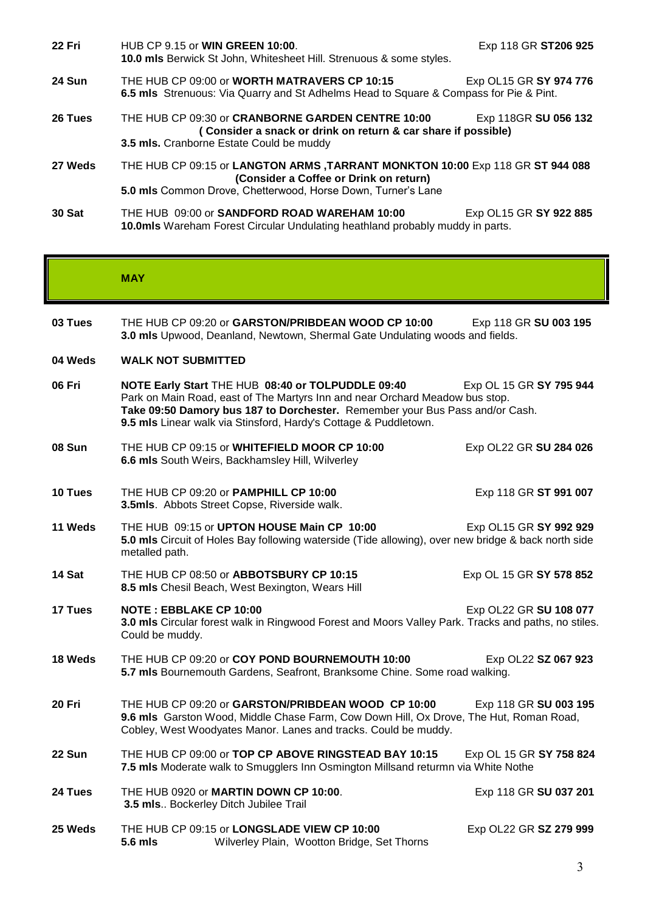**22 Fri** HUB CP 9.15 or **WIN GREEN 10:00**. Exp 118 GR **ST206 925**
**10.0 mls** Berwick St John, Whitesheet Hill. Strenuous & some styles.

**24 Sun** THE HUB CP 09:00 or **WORTH MATRAVERS CP 10:15** Exp OL15 GR **SY 974 776**
**6.5 mls** Strenuous: Via Quarry and St Adhelms Head to Square & Compass for Pie & Pint.

**26 Tues** THE HUB CP 09:30 or **CRANBORNE GARDEN CENTRE 10:00** Exp 118GR **SU 056 132**
**( Consider a snack or drink on return & car share if possible)**
**3.5 mls.** Cranborne Estate Could be muddy

**27 Weds** THE HUB CP 09:15 or **LANGTON ARMS ,TARRANT MONKTON 10:00** Exp 118 GR **ST 944 088**
**(Consider a Coffee or Drink on return)**
**5.0 mls** Common Drove, Chetterwood, Horse Down, Turner's Lane

**30 Sat** THE HUB 09:00 or **SANDFORD ROAD WAREHAM 10:00** Exp OL15 GR **SY 922 885**
**10.0mls** Wareham Forest Circular Undulating heathland probably muddy in parts.

## MAY

**03 Tues** THE HUB CP 09:20 or **GARSTON/PRIBDEAN WOOD CP 10:00** Exp 118 GR **SU 003 195**
**3.0 mls** Upwood, Deanland, Newtown, Shermal Gate Undulating woods and fields.

**04 Weds** **WALK NOT SUBMITTED**

**06 Fri** **NOTE Early Start** THE HUB **08:40 or TOLPUDDLE 09:40** Exp OL 15 GR **SY 795 944**
Park on Main Road, east of The Martyrs Inn and near Orchard Meadow bus stop.
**Take 09:50 Damory bus 187 to Dorchester.** Remember your Bus Pass and/or Cash.
**9.5 mls** Linear walk via Stinsford, Hardy's Cottage & Puddletown.

**08 Sun** THE HUB CP 09:15 or **WHITEFIELD MOOR CP 10:00** Exp OL22 GR **SU 284 026**
**6.6 mls** South Weirs, Backhamsley Hill, Wilverley

**10 Tues** THE HUB CP 09:20 or **PAMPHILL CP 10:00** Exp 118 GR **ST 991 007**
**3.5mls**. Abbots Street Copse, Riverside walk.

**11 Weds** THE HUB 09:15 or **UPTON HOUSE Main CP 10:00** Exp OL15 GR **SY 992 929**
**5.0 mls** Circuit of Holes Bay following waterside (Tide allowing), over new bridge & back north side metalled path.

**14 Sat** THE HUB CP 08:50 or **ABBOTSBURY CP 10:15** Exp OL 15 GR **SY 578 852**
**8.5 mls** Chesil Beach, West Bexington, Wears Hill

**17 Tues** **NOTE : EBBLAKE CP 10:00** Exp OL22 GR **SU 108 077**
**3.0 mls** Circular forest walk in Ringwood Forest and Moors Valley Park. Tracks and paths, no stiles. Could be muddy.

**18 Weds** THE HUB CP 09:20 or **COY POND BOURNEMOUTH 10:00** Exp OL22 GR **SZ 067 923**
**5.7 mls** Bournemouth Gardens, Seafront, Branksome Chine. Some road walking.

**20 Fri** THE HUB CP 09:20 or **GARSTON/PRIBDEAN WOOD CP 10:00** Exp 118 GR **SU 003 195**
**9.6 mls** Garston Wood, Middle Chase Farm, Cow Down Hill, Ox Drove, The Hut, Roman Road, Cobley, West Woodyates Manor. Lanes and tracks. Could be muddy.

**22 Sun** THE HUB CP 09:00 or **TOP CP ABOVE RINGSTEAD BAY 10:15** Exp OL 15 GR **SY 758 824**
**7.5 mls** Moderate walk to Smugglers Inn Osmington Millsand returmn via White Nothe

**24 Tues** THE HUB 0920 or **MARTIN DOWN CP 10:00**. Exp 118 GR **SU 037 201**
**3.5 mls**.. Bockerley Ditch Jubilee Trail

**25 Weds** THE HUB CP 09:15 or **LONGSLADE VIEW CP 10:00** Exp OL22 GR **SZ 279 999**
**5.6 mls** Wilverley Plain, Wootton Bridge, Set Thorns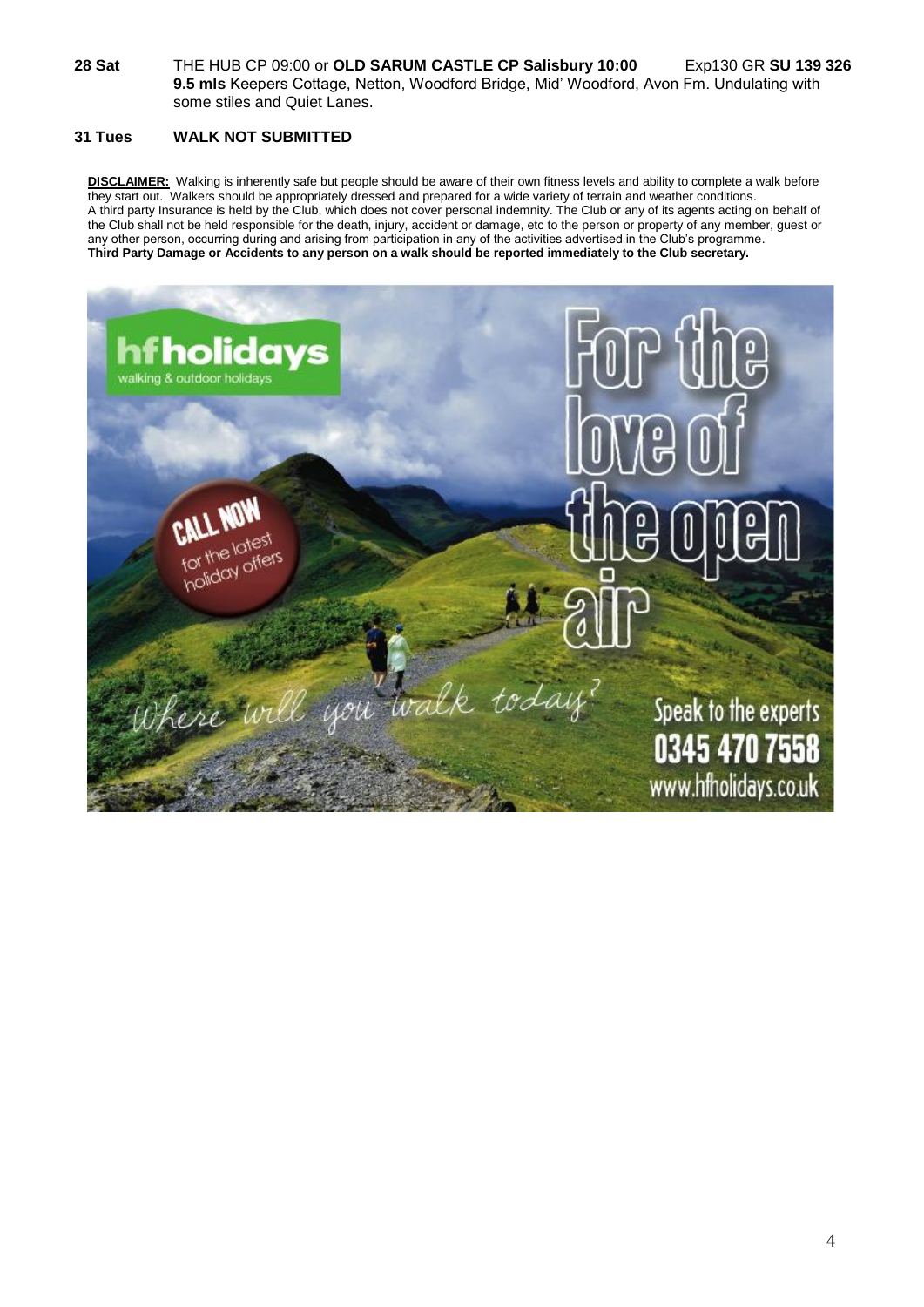**28 Sat** THE HUB CP 09:00 or **OLD SARUM CASTLE CP Salisbury 10:00** Exp130 GR **SU 139 326**
**9.5 mls** Keepers Cottage, Netton, Woodford Bridge, Mid' Woodford, Avon Fm. Undulating with some stiles and Quiet Lanes.

**31 Tues** **WALK NOT SUBMITTED**

**DISCLAIMER:** Walking is inherently safe but people should be aware of their own fitness levels and ability to complete a walk before they start out. Walkers should be appropriately dressed and prepared for a wide variety of terrain and weather conditions.
A third party Insurance is held by the Club, which does not cover personal indemnity. The Club or any of its agents acting on behalf of the Club shall not be held responsible for the death, injury, accident or damage, etc to the person or property of any member, guest or any other person, occurring during and arising from participation in any of the activities advertised in the Club's programme.
**Third Party Damage or Accidents to any person on a walk should be reported immediately to the Club secretary.**